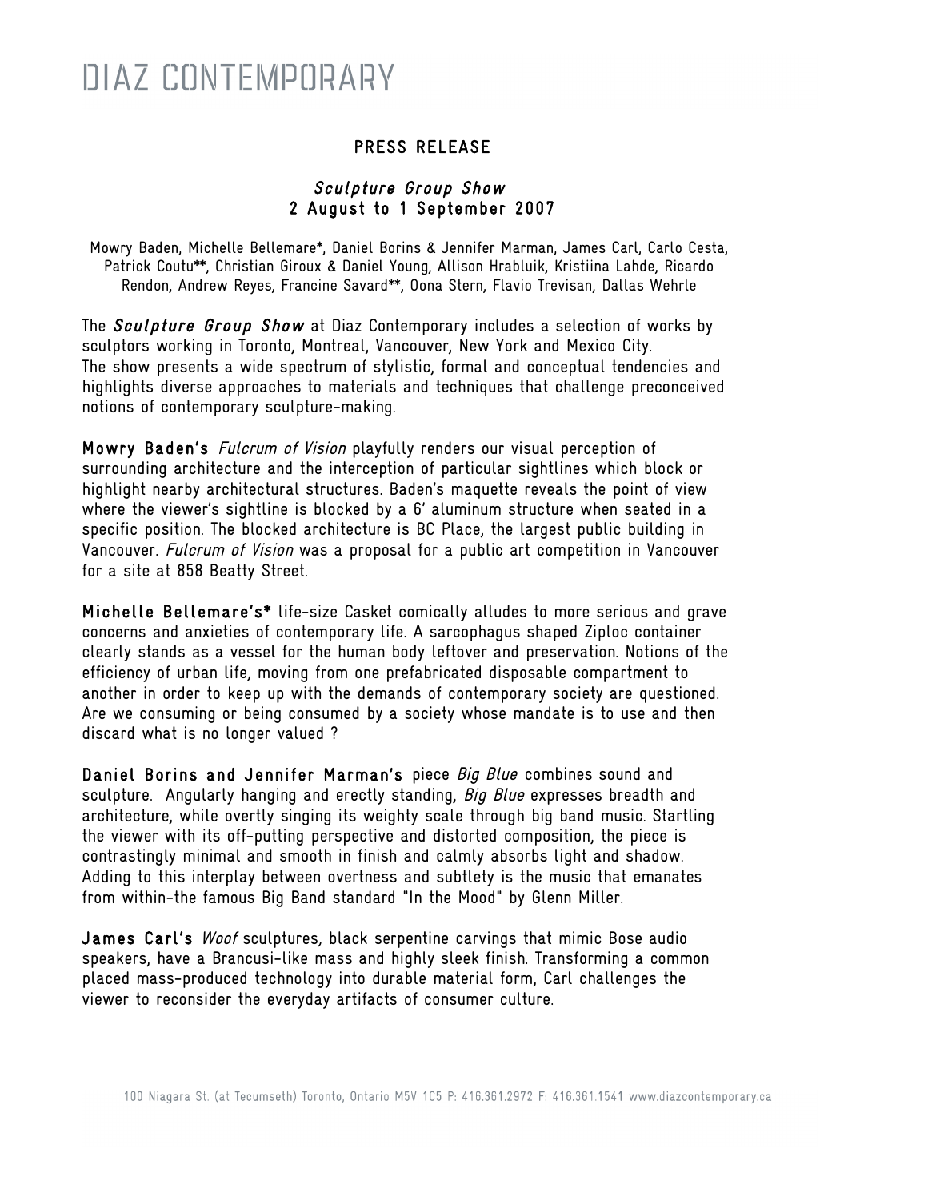# DIAZ CONTEMPORARY

## PRESS RELEASE

### *Sculpture Group Show*
### 2 August to 1 September 2007

Mowry Baden, Michelle Bellemare*, Daniel Borins & Jennifer Marman, James Carl, Carlo Cesta, Patrick Coutu**, Christian Giroux & Daniel Young, Allison Hrabluik, Kristiina Lahde, Ricardo Rendon, Andrew Reyes, Francine Savard**, Oona Stern, Flavio Trevisan, Dallas Wehrle

The ***Sculpture Group Show*** at Diaz Contemporary includes a selection of works by sculptors working in Toronto, Montreal, Vancouver, New York and Mexico City. The show presents a wide spectrum of stylistic, formal and conceptual tendencies and highlights diverse approaches to materials and techniques that challenge preconceived notions of contemporary sculpture-making.

**Mowry Baden's** *Fulcrum of Vision* playfully renders our visual perception of surrounding architecture and the interception of particular sightlines which block or highlight nearby architectural structures. Baden's maquette reveals the point of view where the viewer's sightline is blocked by a 6' aluminum structure when seated in a specific position. The blocked architecture is BC Place, the largest public building in Vancouver. *Fulcrum of Vision* was a proposal for a public art competition in Vancouver for a site at 858 Beatty Street.

**Michelle Bellemare's*** life-size Casket comically alludes to more serious and grave concerns and anxieties of contemporary life. A sarcophagus shaped Ziploc container clearly stands as a vessel for the human body leftover and preservation. Notions of the efficiency of urban life, moving from one prefabricated disposable compartment to another in order to keep up with the demands of contemporary society are questioned. Are we consuming or being consumed by a society whose mandate is to use and then discard what is no longer valued ?

**Daniel Borins and Jennifer Marman's** piece *Big Blue* combines sound and sculpture. Angularly hanging and erectly standing, *Big Blue* expresses breadth and architecture, while overtly singing its weighty scale through big band music. Startling the viewer with its off-putting perspective and distorted composition, the piece is contrastingly minimal and smooth in finish and calmly absorbs light and shadow. Adding to this interplay between overtness and subtlety is the music that emanates from within-the famous Big Band standard "In the Mood" by Glenn Miller.

**James Carl's** *Woof* sculptures, black serpentine carvings that mimic Bose audio speakers, have a Brancusi-like mass and highly sleek finish. Transforming a common placed mass-produced technology into durable material form, Carl challenges the viewer to reconsider the everyday artifacts of consumer culture.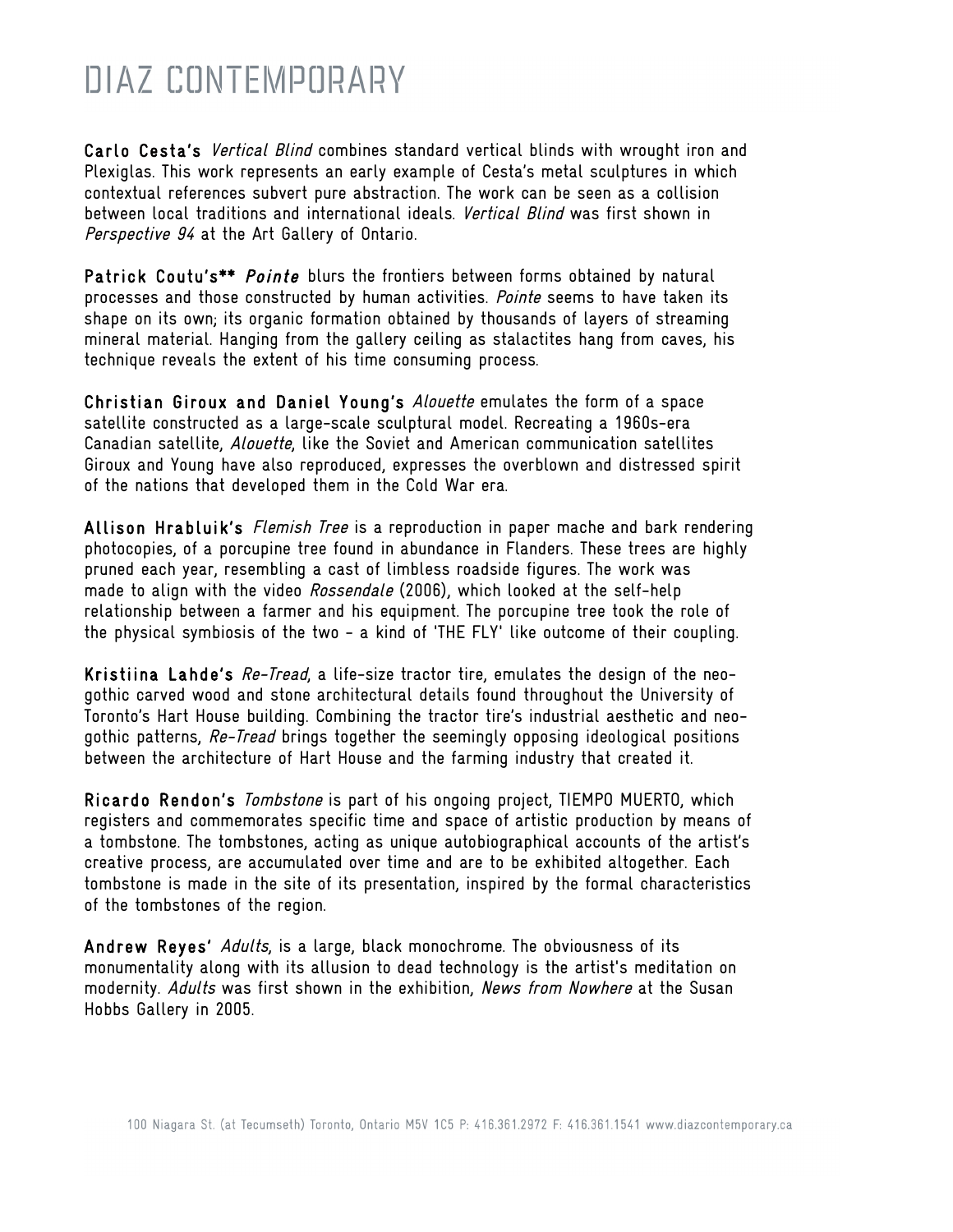# DIAZ CONTEMPORARY

**Carlo Cesta's** *Vertical Blind* combines standard vertical blinds with wrought iron and Plexiglas. This work represents an early example of Cesta's metal sculptures in which contextual references subvert pure abstraction. The work can be seen as a collision between local traditions and international ideals. *Vertical Blind* was first shown in *Perspective 94* at the Art Gallery of Ontario.

**Patrick Coutu's\*\*** ***Pointe*** blurs the frontiers between forms obtained by natural processes and those constructed by human activities. *Pointe* seems to have taken its shape on its own; its organic formation obtained by thousands of layers of streaming mineral material. Hanging from the gallery ceiling as stalactites hang from caves, his technique reveals the extent of his time consuming process.

**Christian Giroux and Daniel Young's** *Alouette* emulates the form of a space satellite constructed as a large-scale sculptural model. Recreating a 1960s-era Canadian satellite, *Alouette*, like the Soviet and American communication satellites Giroux and Young have also reproduced, expresses the overblown and distressed spirit of the nations that developed them in the Cold War era.

**Allison Hrabluik's** *Flemish Tree* is a reproduction in paper mache and bark rendering photocopies, of a porcupine tree found in abundance in Flanders. These trees are highly pruned each year, resembling a cast of limbless roadside figures. The work was made to align with the video *Rossendale* (2006), which looked at the self-help relationship between a farmer and his equipment. The porcupine tree took the role of the physical symbiosis of the two - a kind of 'THE FLY' like outcome of their coupling.

**Kristiina Lahde's** *Re-Tread*, a life-size tractor tire, emulates the design of the neo-gothic carved wood and stone architectural details found throughout the University of Toronto's Hart House building. Combining the tractor tire's industrial aesthetic and neo-gothic patterns, *Re-Tread* brings together the seemingly opposing ideological positions between the architecture of Hart House and the farming industry that created it.

**Ricardo Rendon's** *Tombstone* is part of his ongoing project, TIEMPO MUERTO, which registers and commemorates specific time and space of artistic production by means of a tombstone. The tombstones, acting as unique autobiographical accounts of the artist's creative process, are accumulated over time and are to be exhibited altogether. Each tombstone is made in the site of its presentation, inspired by the formal characteristics of the tombstones of the region.

**Andrew Reyes'** *Adults*, is a large, black monochrome. The obviousness of its monumentality along with its allusion to dead technology is the artist's meditation on modernity. *Adults* was first shown in the exhibition, *News from Nowhere* at the Susan Hobbs Gallery in 2005.

100 Niagara St. (at Tecumseth) Toronto, Ontario M5V 1C5 P: 416.361.2972 F: 416.361.1541 www.diazcontemporary.ca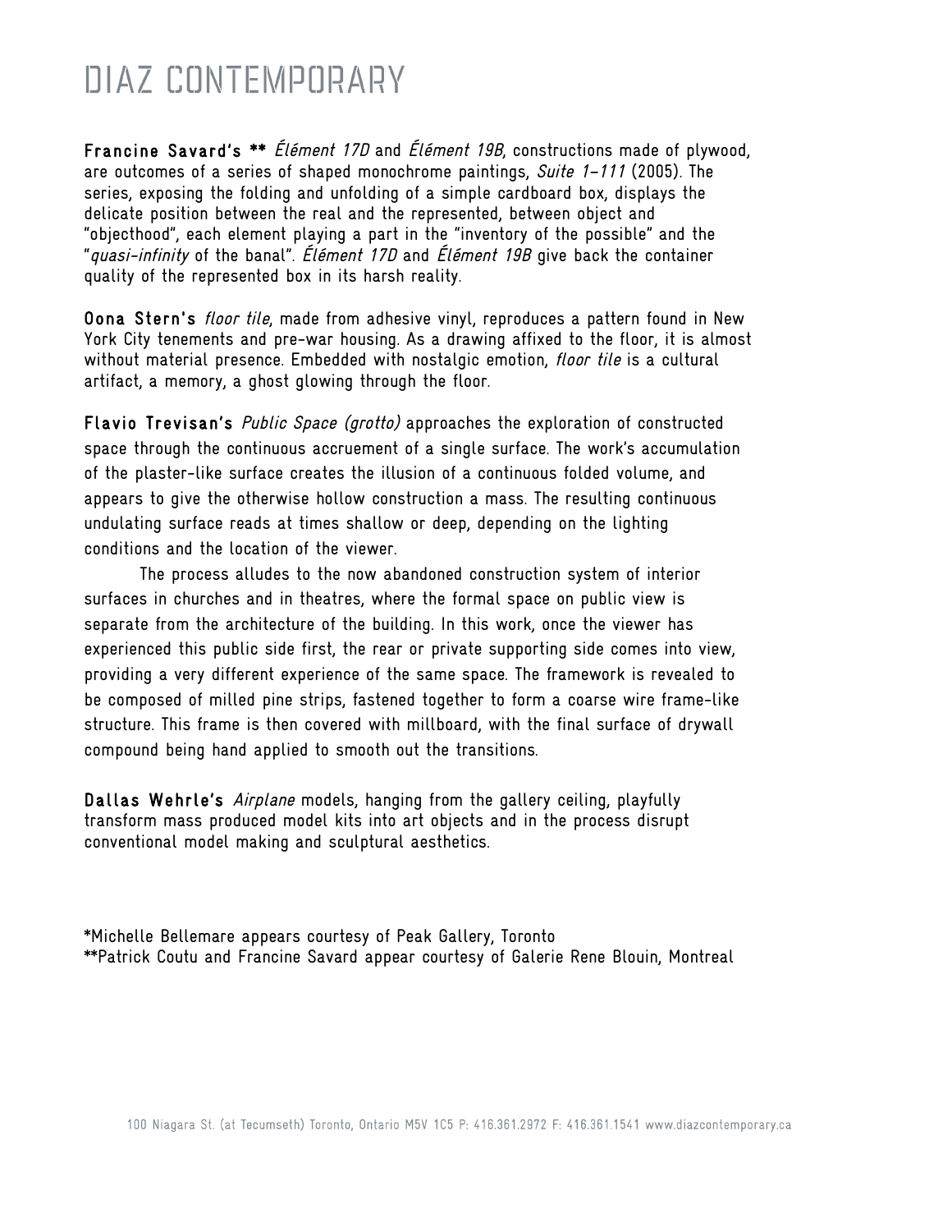# DIAZ CONTEMPORARY

**Francine Savard's \*\*** *Élément 17D* and *Élément 19B*, constructions made of plywood, are outcomes of a series of shaped monochrome paintings, *Suite 1–111* (2005). The series, exposing the folding and unfolding of a simple cardboard box, displays the delicate position between the real and the represented, between object and "objecthood", each element playing a part in the "inventory of the possible" and the "*quasi-infinity* of the banal". *Élément 17D* and *Élément 19B* give back the container quality of the represented box in its harsh reality.

**Oona Stern's** *floor tile*, made from adhesive vinyl, reproduces a pattern found in New York City tenements and pre-war housing. As a drawing affixed to the floor, it is almost without material presence. Embedded with nostalgic emotion, *floor tile* is a cultural artifact, a memory, a ghost glowing through the floor.

**Flavio Trevisan's** *Public Space (grotto)* approaches the exploration of constructed space through the continuous accruement of a single surface. The work's accumulation of the plaster-like surface creates the illusion of a continuous folded volume, and appears to give the otherwise hollow construction a mass. The resulting continuous undulating surface reads at times shallow or deep, depending on the lighting conditions and the location of the viewer.

The process alludes to the now abandoned construction system of interior surfaces in churches and in theatres, where the formal space on public view is separate from the architecture of the building. In this work, once the viewer has experienced this public side first, the rear or private supporting side comes into view, providing a very different experience of the same space. The framework is revealed to be composed of milled pine strips, fastened together to form a coarse wire frame-like structure. This frame is then covered with millboard, with the final surface of drywall compound being hand applied to smooth out the transitions.

**Dallas Wehrle's** *Airplane* models, hanging from the gallery ceiling, playfully transform mass produced model kits into art objects and in the process disrupt conventional model making and sculptural aesthetics.

\*Michelle Bellemare appears courtesy of Peak Gallery, Toronto
\*\*Patrick Coutu and Francine Savard appear courtesy of Galerie Rene Blouin, Montreal

100 Niagara St. (at Tecumseth) Toronto, Ontario M5V 1C5 P: 416.361.2972 F: 416.361.1541 www.diazcontemporary.ca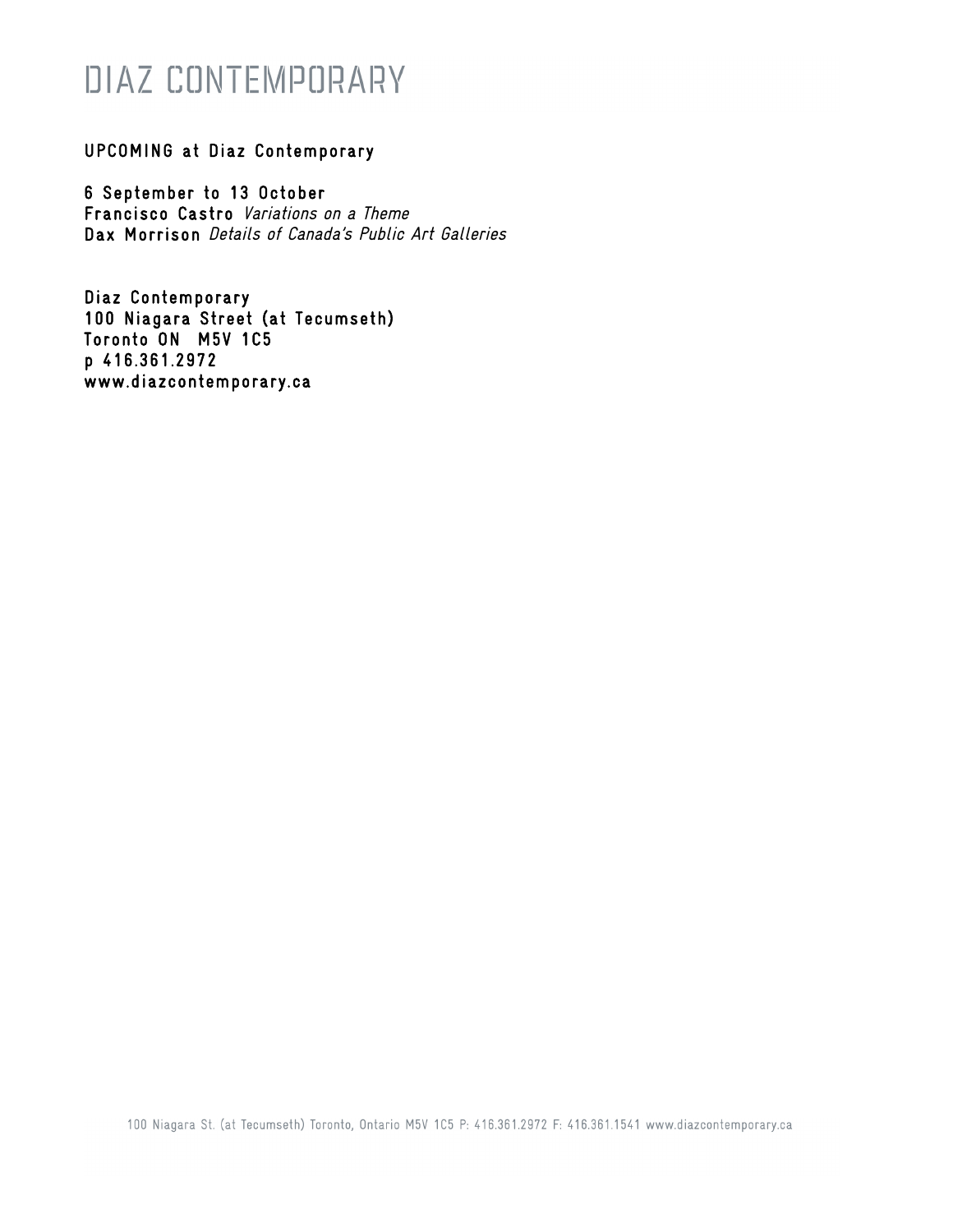# DIAZ CONTEMPORARY

**UPCOMING at Diaz Contemporary**

**6 September to 13 October**
**Francisco Castro** *Variations on a Theme*
**Dax Morrison** *Details of Canada's Public Art Galleries*

**Diaz Contemporary**
**100 Niagara Street (at Tecumseth)**
**Toronto ON M5V 1C5**
**p 416.361.2972**
**www.diazcontemporary.ca**